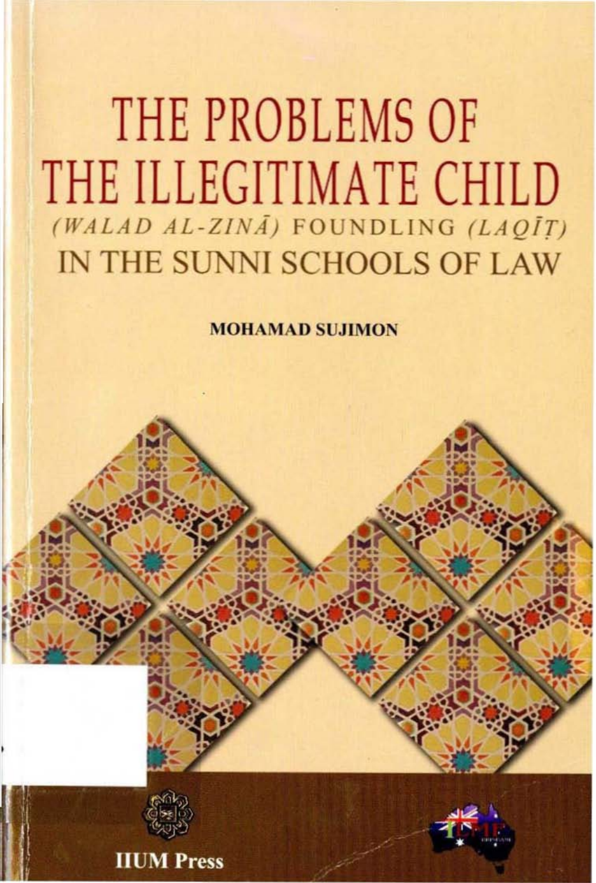# THE PROBLEMS OF THE ILLEGITIMATE CHILD

## *(WALAD AL-ZINĀ)* FOUNDLING *(LAQĪṬ)* IN THE SUNNI SCHOOLS OF LAW

**MOHAMAD SUJIMON**

**IIUM Press**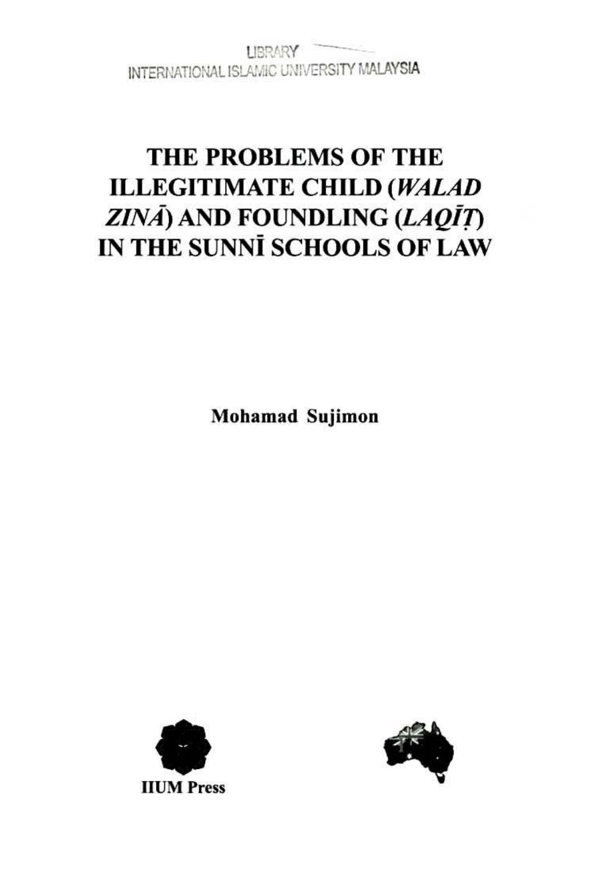LIBRARY
INTERNATIONAL ISLAMIC UNIVERSITY MALAYSIA

# THE PROBLEMS OF THE ILLEGITIMATE CHILD (*WALAD ZINĀ*) AND FOUNDLING (*LAQĪṬ*) IN THE SUNNĪ SCHOOLS OF LAW

**Mohamad Sujimon**

**IIUM Press**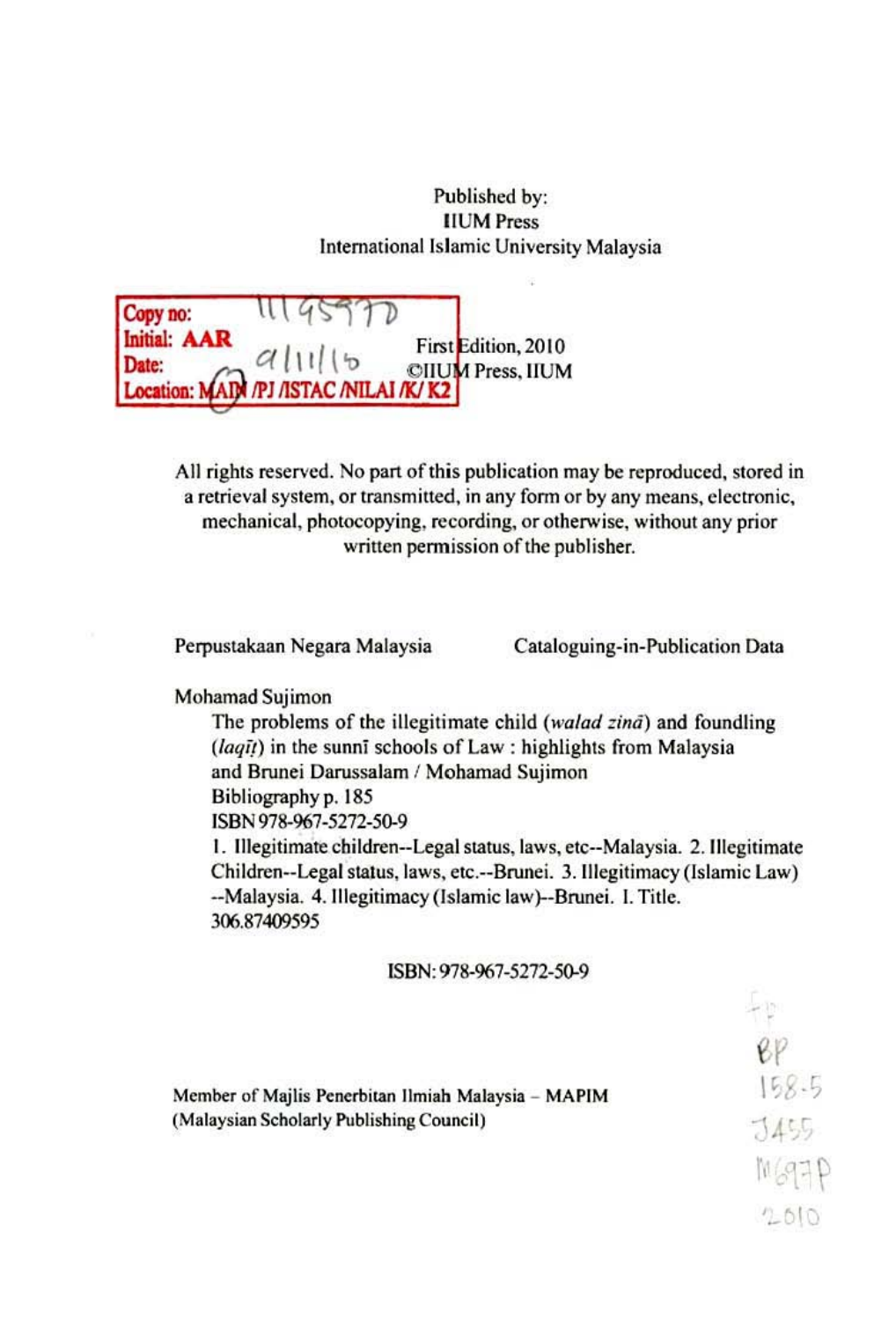Published by:
IIUM Press
International Islamic University Malaysia

Copy no: 1145970
Initial: AAR
Date: 9/11/10
Location: MAIN /PJ /ISTAC /NILAI /K/ K2

First Edition, 2010
©IIUM Press, IIUM

All rights reserved. No part of this publication may be reproduced, stored in a retrieval system, or transmitted, in any form or by any means, electronic, mechanical, photocopying, recording, or otherwise, without any prior written permission of the publisher.

Perpustakaan Negara Malaysia    Cataloguing-in-Publication Data

Mohamad Sujimon
The problems of the illegitimate child (*walad zinā*) and foundling (*laqīṭ*) in the sunnī schools of Law : highlights from Malaysia and Brunei Darussalam / Mohamad Sujimon
Bibliography p. 185
ISBN 978-967-5272-50-9
1. Illegitimate children--Legal status, laws, etc--Malaysia. 2. Illegitimate Children--Legal status, laws, etc.--Brunei. 3. Illegitimacy (Islamic Law) --Malaysia. 4. Illegitimacy (Islamic law)--Brunei. I. Title.
306.87409595

ISBN: 978-967-5272-50-9

Member of Majlis Penerbitan Ilmiah Malaysia – MAPIM
(Malaysian Scholarly Publishing Council)

fp
BP
158.5
J455
M697P
2010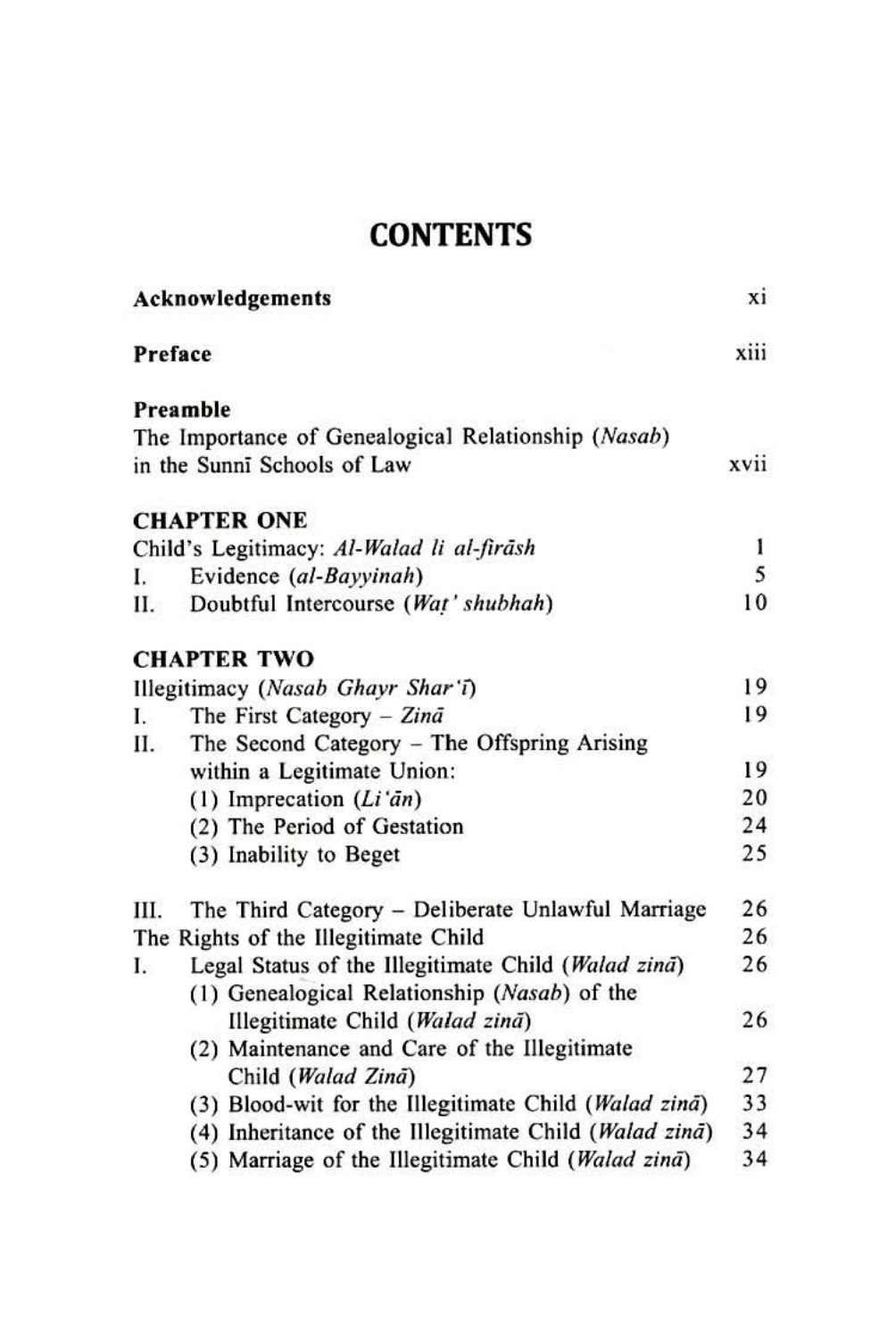# CONTENTS

| | |
|---|---|
| **Acknowledgements** | xi |
| **Preface** | xiii |
| **Preamble** | |
| The Importance of Genealogical Relationship (*Nasab*) in the Sunnī Schools of Law | xvii |
| **CHAPTER ONE** | |
| Child's Legitimacy: *Al-Walad li al-firāsh* | 1 |
| I. Evidence (*al-Bayyinah*) | 5 |
| II. Doubtful Intercourse (*Waṭ' shubhah*) | 10 |
| **CHAPTER TWO** | |
| Illegitimacy (*Nasab Ghayr Shar'ī*) | 19 |
| I. The First Category – *Zinā* | 19 |
| II. The Second Category – The Offspring Arising within a Legitimate Union: | 19 |
| (1) Imprecation (*Li'ān*) | 20 |
| (2) The Period of Gestation | 24 |
| (3) Inability to Beget | 25 |
| III. The Third Category – Deliberate Unlawful Marriage | 26 |
| The Rights of the Illegitimate Child | 26 |
| I. Legal Status of the Illegitimate Child (*Walad zinā*) | 26 |
| (1) Genealogical Relationship (*Nasab*) of the Illegitimate Child (*Walad zinā*) | 26 |
| (2) Maintenance and Care of the Illegitimate Child (*Walad Zinā*) | 27 |
| (3) Blood-wit for the Illegitimate Child (*Walad zinā*) | 33 |
| (4) Inheritance of the Illegitimate Child (*Walad zinā*) | 34 |
| (5) Marriage of the Illegitimate Child (*Walad zinā*) | 34 |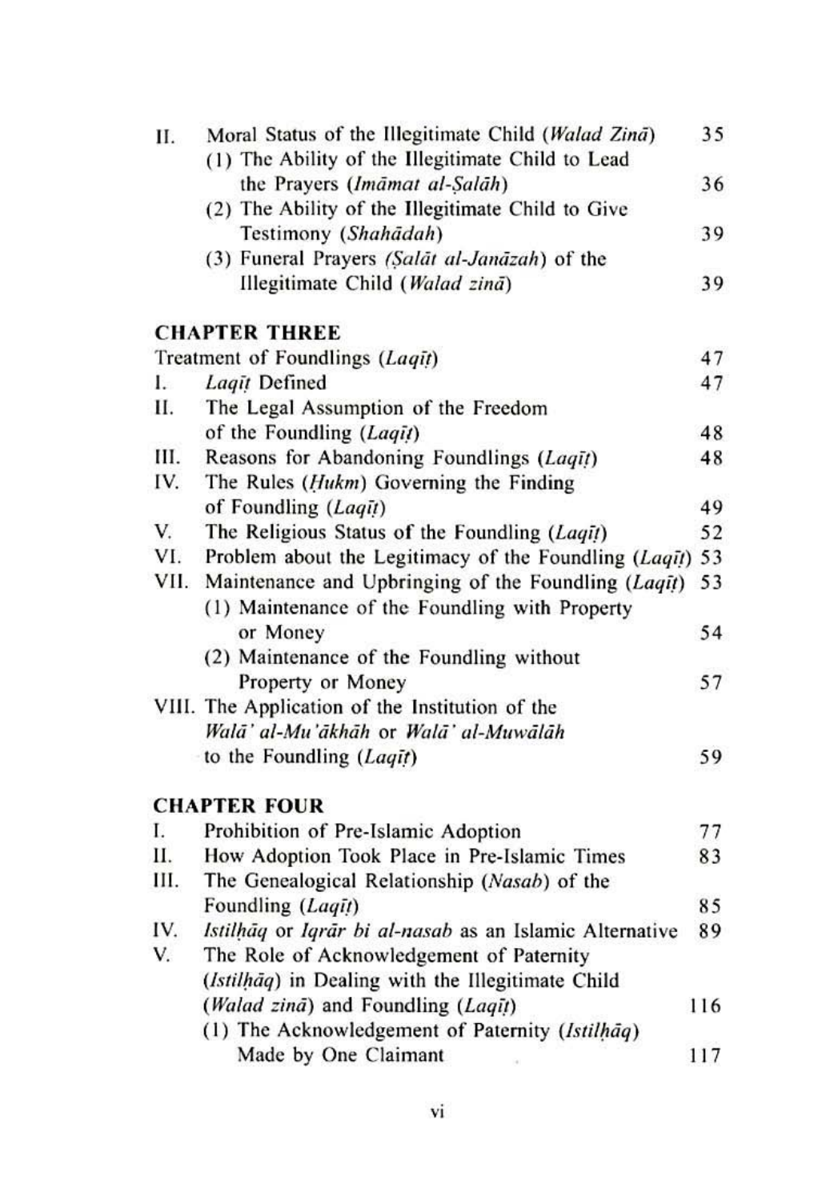II. Moral Status of the Illegitimate Child (*Walad Zinā*) 35
   (1) The Ability of the Illegitimate Child to Lead the Prayers (*Imāmat al-Ṣalāh*) 36
   (2) The Ability of the Illegitimate Child to Give Testimony (*Shahādah*) 39
   (3) Funeral Prayers (*Ṣalāt al-Janāzah*) of the Illegitimate Child (*Walad zinā*) 39

## CHAPTER THREE

Treatment of Foundlings (*Laqīṭ*) 47

I. *Laqīṭ* Defined 47
II. The Legal Assumption of the Freedom of the Foundling (*Laqīṭ*) 48
III. Reasons for Abandoning Foundlings (*Laqīṭ*) 48
IV. The Rules (*Ḥukm*) Governing the Finding of Foundling (*Laqīṭ*) 49
V. The Religious Status of the Foundling (*Laqīṭ*) 52
VI. Problem about the Legitimacy of the Foundling (*Laqīṭ*) 53
VII. Maintenance and Upbringing of the Foundling (*Laqīṭ*) 53
   (1) Maintenance of the Foundling with Property or Money 54
   (2) Maintenance of the Foundling without Property or Money 57
VIII. The Application of the Institution of the *Walā' al-Mu'ākhāh* or *Walā' al-Muwālāh* to the Foundling (*Laqīṭ*) 59

## CHAPTER FOUR

I. Prohibition of Pre-Islamic Adoption 77
II. How Adoption Took Place in Pre-Islamic Times 83
III. The Genealogical Relationship (*Nasab*) of the Foundling (*Laqīṭ*) 85
IV. *Istilḥāq* or *Iqrār bi al-nasab* as an Islamic Alternative 89
V. The Role of Acknowledgement of Paternity (*Istilḥāq*) in Dealing with the Illegitimate Child (*Walad zinā*) and Foundling (*Laqīṭ*) 116
   (1) The Acknowledgement of Paternity (*Istilḥāq*) Made by One Claimant 117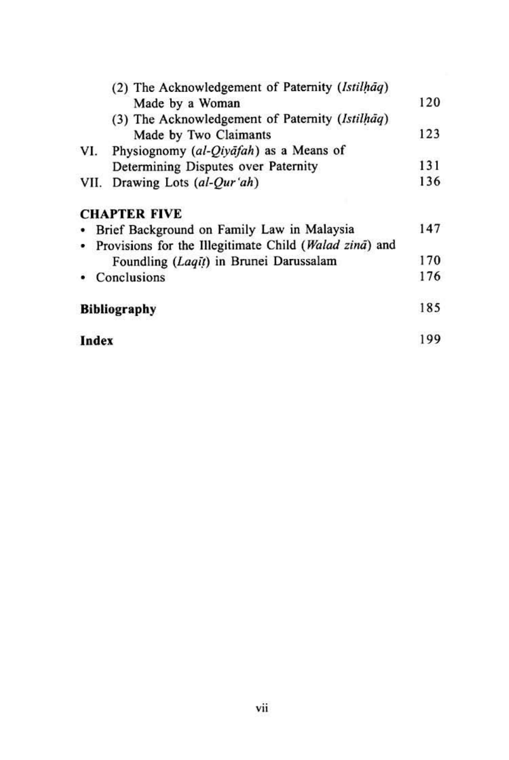(2) The Acknowledgement of Paternity (*Istilḥāq*) Made by a Woman 120

(3) The Acknowledgement of Paternity (*Istilḥāq*) Made by Two Claimants 123

VI. Physiognomy (*al-Qiyāfah*) as a Means of Determining Disputes over Paternity 131

VII. Drawing Lots (*al-Qur'ah*) 136

**CHAPTER FIVE**

- Brief Background on Family Law in Malaysia 147
- Provisions for the Illegitimate Child (*Walad zinā*) and Foundling (*Laqīṭ*) in Brunei Darussalam 170
- Conclusions 176

**Bibliography** 185

**Index** 199